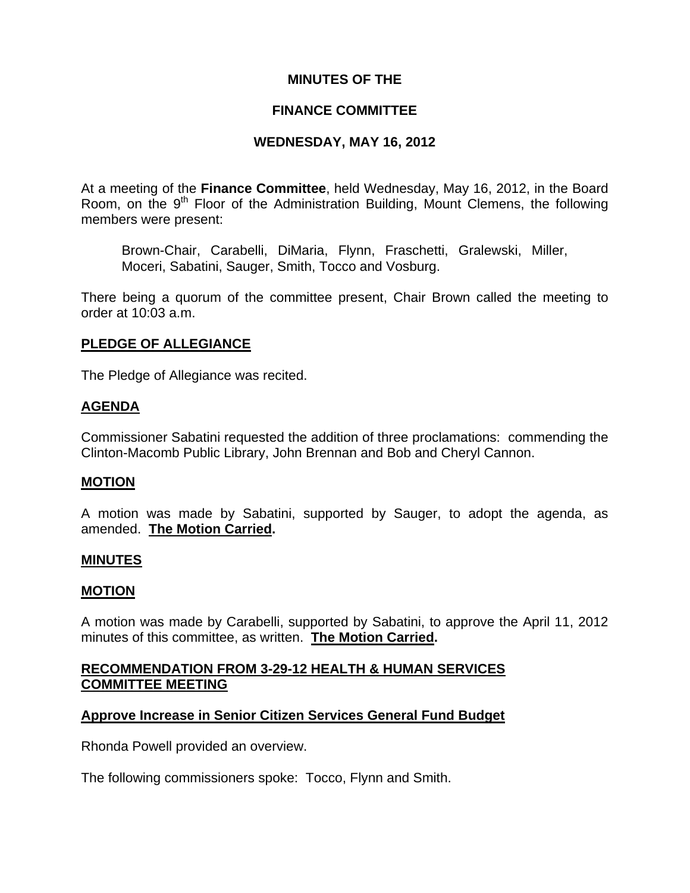# MINUTES OF THE

# FINANCE COMMITTEE

# WEDNESDAY, MAY 16, 2012

At a meeting of the **Finance Committee**, held Wednesday, May 16, 2012, in the Board Room, on the 9th Floor of the Administration Building, Mount Clemens, the following members were present:

> Brown-Chair, Carabelli, DiMaria, Flynn, Fraschetti, Gralewski, Miller, Moceri, Sabatini, Sauger, Smith, Tocco and Vosburg.

There being a quorum of the committee present, Chair Brown called the meeting to order at 10:03 a.m.

## PLEDGE OF ALLEGIANCE

The Pledge of Allegiance was recited.

## AGENDA

Commissioner Sabatini requested the addition of three proclamations: commending the Clinton-Macomb Public Library, John Brennan and Bob and Cheryl Cannon.

## MOTION

A motion was made by Sabatini, supported by Sauger, to adopt the agenda, as amended. **The Motion Carried.**

## MINUTES

## MOTION

A motion was made by Carabelli, supported by Sabatini, to approve the April 11, 2012 minutes of this committee, as written. **The Motion Carried.**

## RECOMMENDATION FROM 3-29-12 HEALTH & HUMAN SERVICES COMMITTEE MEETING

### Approve Increase in Senior Citizen Services General Fund Budget

Rhonda Powell provided an overview.

The following commissioners spoke: Tocco, Flynn and Smith.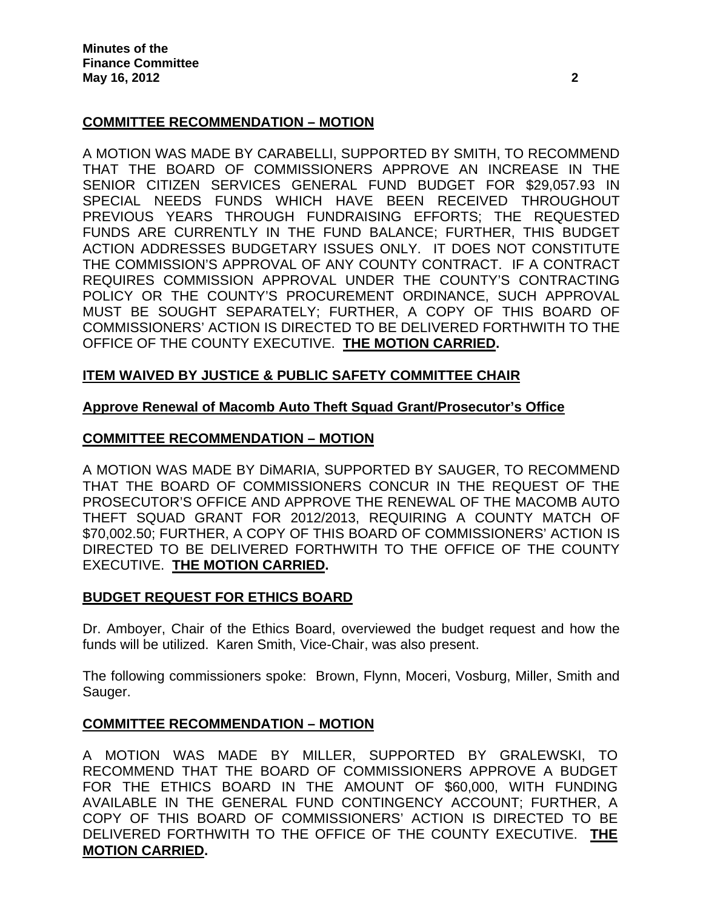**COMMITTEE RECOMMENDATION – MOTION**

A MOTION WAS MADE BY CARABELLI, SUPPORTED BY SMITH, TO RECOMMEND THAT THE BOARD OF COMMISSIONERS APPROVE AN INCREASE IN THE SENIOR CITIZEN SERVICES GENERAL FUND BUDGET FOR $29,057.93 IN SPECIAL NEEDS FUNDS WHICH HAVE BEEN RECEIVED THROUGHOUT PREVIOUS YEARS THROUGH FUNDRAISING EFFORTS; THE REQUESTED FUNDS ARE CURRENTLY IN THE FUND BALANCE; FURTHER, THIS BUDGET ACTION ADDRESSES BUDGETARY ISSUES ONLY. IT DOES NOT CONSTITUTE THE COMMISSION'S APPROVAL OF ANY COUNTY CONTRACT. IF A CONTRACT REQUIRES COMMISSION APPROVAL UNDER THE COUNTY'S CONTRACTING POLICY OR THE COUNTY'S PROCUREMENT ORDINANCE, SUCH APPROVAL MUST BE SOUGHT SEPARATELY; FURTHER, A COPY OF THIS BOARD OF COMMISSIONERS' ACTION IS DIRECTED TO BE DELIVERED FORTHWITH TO THE OFFICE OF THE COUNTY EXECUTIVE. **THE MOTION CARRIED.**

**ITEM WAIVED BY JUSTICE & PUBLIC SAFETY COMMITTEE CHAIR**

**Approve Renewal of Macomb Auto Theft Squad Grant/Prosecutor's Office**

**COMMITTEE RECOMMENDATION – MOTION**

A MOTION WAS MADE BY DiMARIA, SUPPORTED BY SAUGER, TO RECOMMEND THAT THE BOARD OF COMMISSIONERS CONCUR IN THE REQUEST OF THE PROSECUTOR'S OFFICE AND APPROVE THE RENEWAL OF THE MACOMB AUTO THEFT SQUAD GRANT FOR 2012/2013, REQUIRING A COUNTY MATCH OF $70,002.50; FURTHER, A COPY OF THIS BOARD OF COMMISSIONERS' ACTION IS DIRECTED TO BE DELIVERED FORTHWITH TO THE OFFICE OF THE COUNTY EXECUTIVE. **THE MOTION CARRIED.**

**BUDGET REQUEST FOR ETHICS BOARD**

Dr. Amboyer, Chair of the Ethics Board, overviewed the budget request and how the funds will be utilized. Karen Smith, Vice-Chair, was also present.

The following commissioners spoke: Brown, Flynn, Moceri, Vosburg, Miller, Smith and Sauger.

**COMMITTEE RECOMMENDATION – MOTION**

A MOTION WAS MADE BY MILLER, SUPPORTED BY GRALEWSKI, TO RECOMMEND THAT THE BOARD OF COMMISSIONERS APPROVE A BUDGET FOR THE ETHICS BOARD IN THE AMOUNT OF $60,000, WITH FUNDING AVAILABLE IN THE GENERAL FUND CONTINGENCY ACCOUNT; FURTHER, A COPY OF THIS BOARD OF COMMISSIONERS' ACTION IS DIRECTED TO BE DELIVERED FORTHWITH TO THE OFFICE OF THE COUNTY EXECUTIVE. **THE MOTION CARRIED.**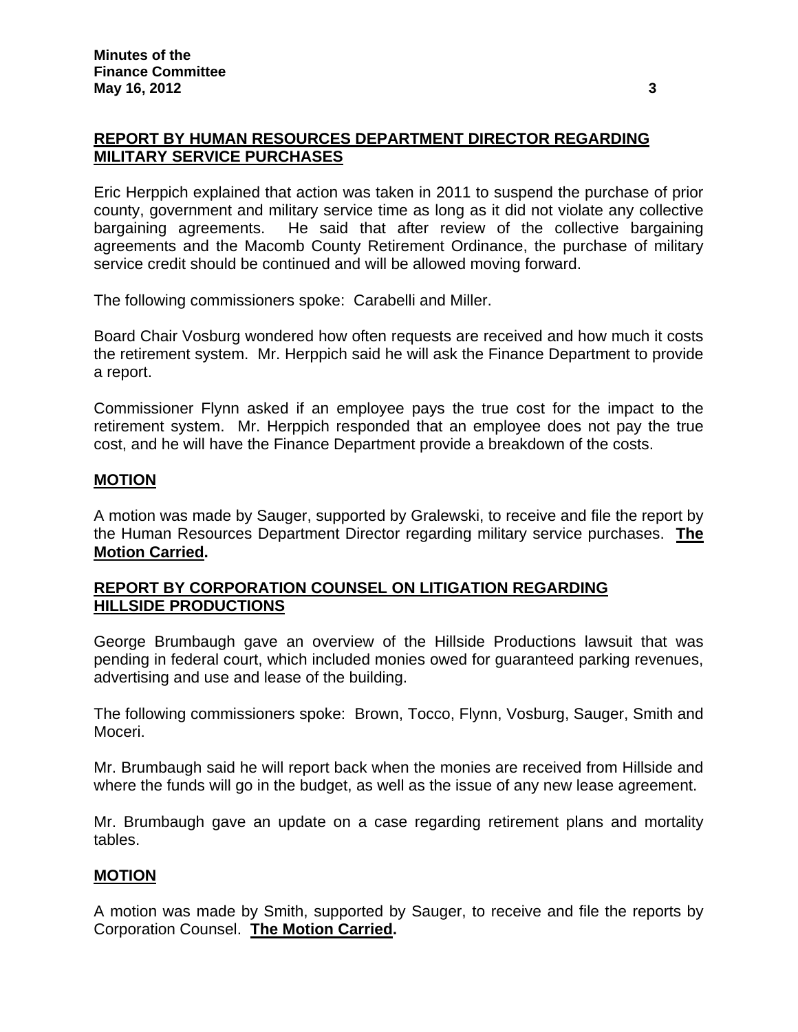## REPORT BY HUMAN RESOURCES DEPARTMENT DIRECTOR REGARDING MILITARY SERVICE PURCHASES

Eric Herppich explained that action was taken in 2011 to suspend the purchase of prior county, government and military service time as long as it did not violate any collective bargaining agreements. He said that after review of the collective bargaining agreements and the Macomb County Retirement Ordinance, the purchase of military service credit should be continued and will be allowed moving forward.

The following commissioners spoke: Carabelli and Miller.

Board Chair Vosburg wondered how often requests are received and how much it costs the retirement system. Mr. Herppich said he will ask the Finance Department to provide a report.

Commissioner Flynn asked if an employee pays the true cost for the impact to the retirement system. Mr. Herppich responded that an employee does not pay the true cost, and he will have the Finance Department provide a breakdown of the costs.

## MOTION

A motion was made by Sauger, supported by Gralewski, to receive and file the report by the Human Resources Department Director regarding military service purchases. **The Motion Carried.**

## REPORT BY CORPORATION COUNSEL ON LITIGATION REGARDING HILLSIDE PRODUCTIONS

George Brumbaugh gave an overview of the Hillside Productions lawsuit that was pending in federal court, which included monies owed for guaranteed parking revenues, advertising and use and lease of the building.

The following commissioners spoke: Brown, Tocco, Flynn, Vosburg, Sauger, Smith and Moceri.

Mr. Brumbaugh said he will report back when the monies are received from Hillside and where the funds will go in the budget, as well as the issue of any new lease agreement.

Mr. Brumbaugh gave an update on a case regarding retirement plans and mortality tables.

## MOTION

A motion was made by Smith, supported by Sauger, to receive and file the reports by Corporation Counsel. **The Motion Carried.**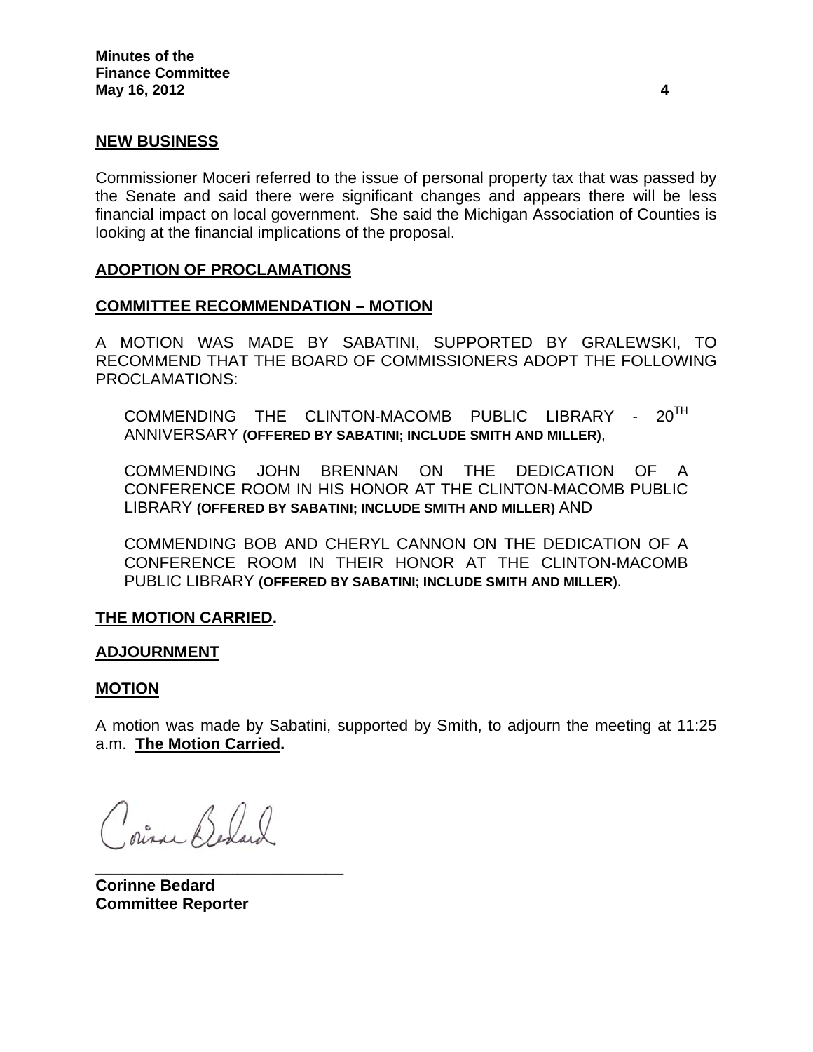**NEW BUSINESS**

Commissioner Moceri referred to the issue of personal property tax that was passed by the Senate and said there were significant changes and appears there will be less financial impact on local government. She said the Michigan Association of Counties is looking at the financial implications of the proposal.

**ADOPTION OF PROCLAMATIONS**

**COMMITTEE RECOMMENDATION – MOTION**

A MOTION WAS MADE BY SABATINI, SUPPORTED BY GRALEWSKI, TO RECOMMEND THAT THE BOARD OF COMMISSIONERS ADOPT THE FOLLOWING PROCLAMATIONS:

COMMENDING THE CLINTON-MACOMB PUBLIC LIBRARY - 20TH ANNIVERSARY **(OFFERED BY SABATINI; INCLUDE SMITH AND MILLER)**,

COMMENDING JOHN BRENNAN ON THE DEDICATION OF A CONFERENCE ROOM IN HIS HONOR AT THE CLINTON-MACOMB PUBLIC LIBRARY **(OFFERED BY SABATINI; INCLUDE SMITH AND MILLER)** AND

COMMENDING BOB AND CHERYL CANNON ON THE DEDICATION OF A CONFERENCE ROOM IN THEIR HONOR AT THE CLINTON-MACOMB PUBLIC LIBRARY **(OFFERED BY SABATINI; INCLUDE SMITH AND MILLER)**.

**THE MOTION CARRIED.**

**ADJOURNMENT**

**MOTION**

A motion was made by Sabatini, supported by Smith, to adjourn the meeting at 11:25 a.m. **The Motion Carried.**

\_\_\_\_\_\_\_\_\_\_\_\_\_\_\_\_\_\_\_\_\_\_\_\_\_\_\_\_\_\_

**Corinne Bedard**
**Committee Reporter**